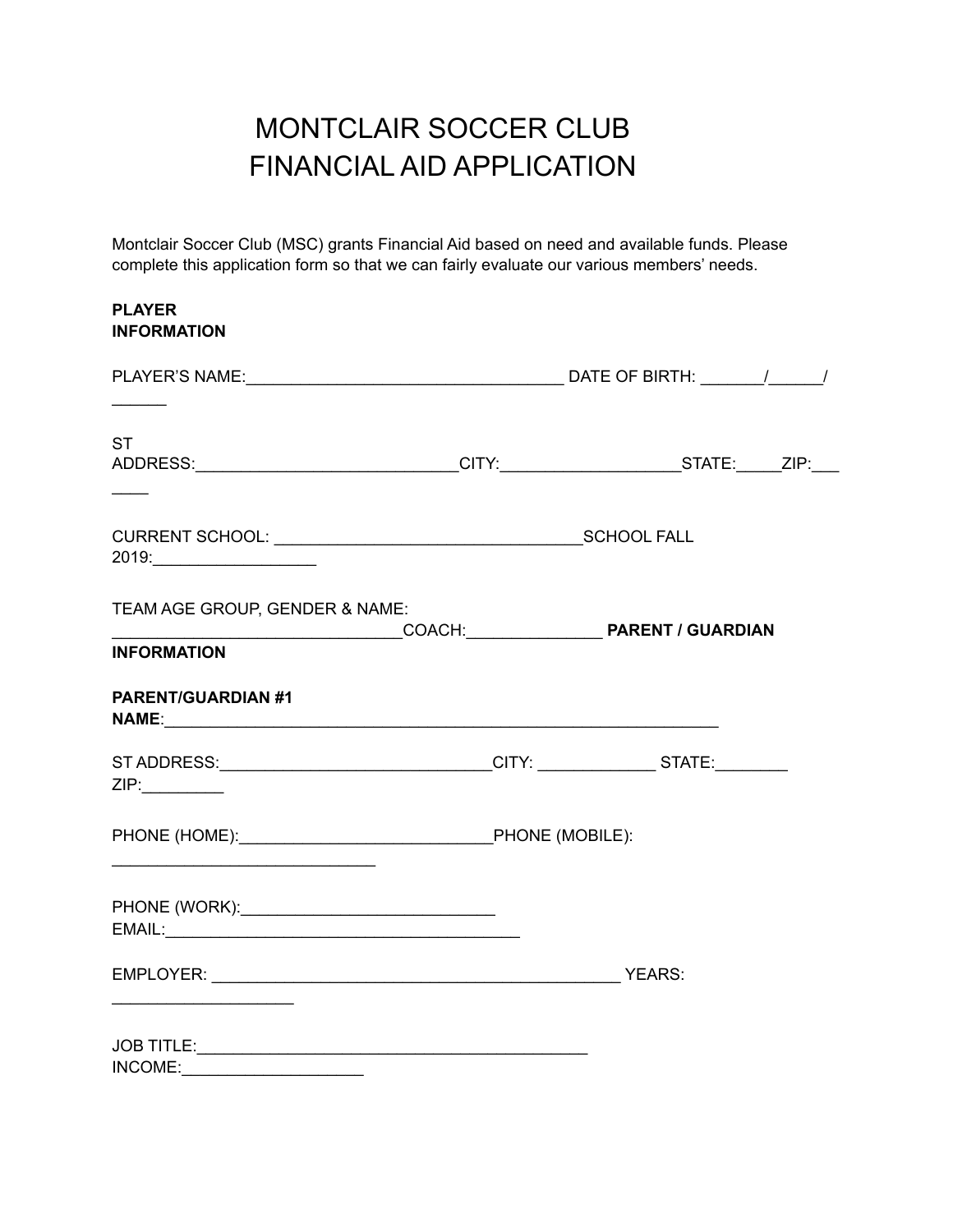# MONTCLAIR SOCCER CLUB
# FINANCIAL AID APPLICATION

Montclair Soccer Club (MSC) grants Financial Aid based on need and available funds. Please complete this application form so that we can fairly evaluate our various members' needs.

**PLAYER INFORMATION**

PLAYER'S NAME:___________________________________ DATE OF BIRTH: _______/______/ ______

ST ADDRESS:_____________________________CITY:___________________STATE:_____ZIP:_______

CURRENT SCHOOL: _________________________________SCHOOL FALL 2019:__________________

TEAM AGE GROUP, GENDER & NAME: _______________________________COACH:______________

**PARENT / GUARDIAN INFORMATION**

**PARENT/GUARDIAN #1 NAME**:_____________________________________________________________

ST ADDRESS:_____________________________CITY: _____________ STATE:________ ZIP:_________

PHONE (HOME):___________________________PHONE (MOBILE): _____________________________

PHONE (WORK):____________________________ EMAIL:_______________________________________

EMPLOYER: ____________________________________________ YEARS: ____________________

JOB TITLE:__________________________________________ INCOME:____________________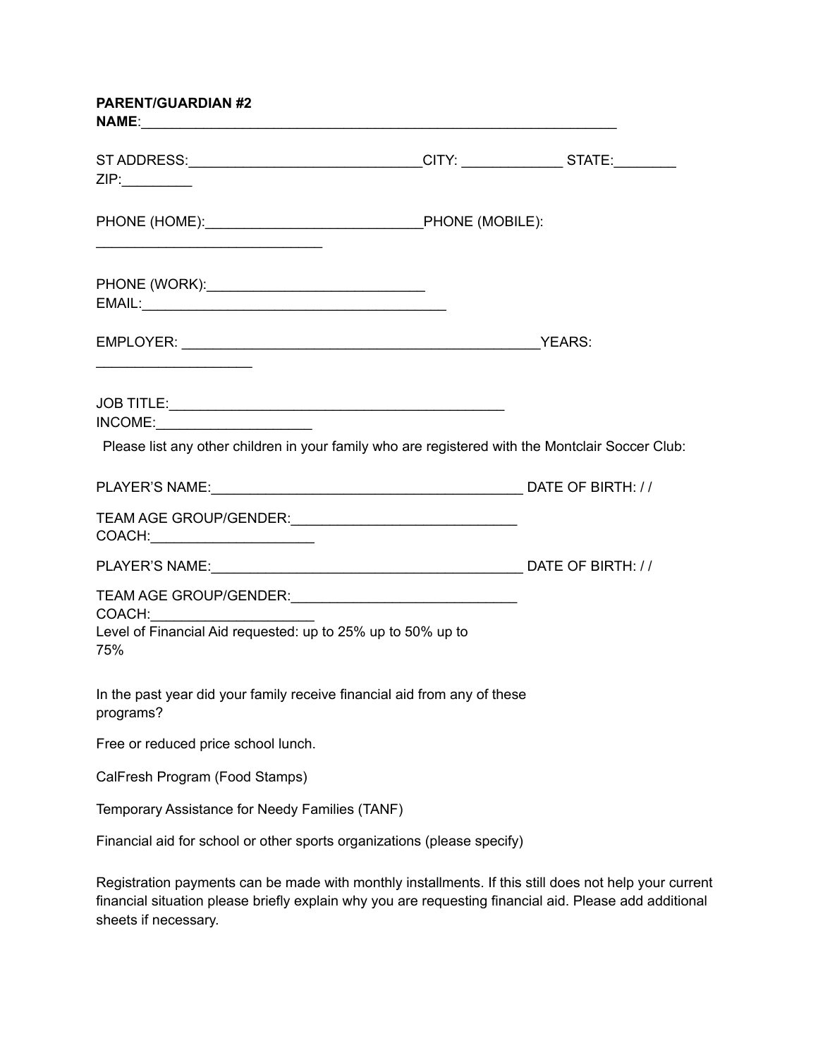**PARENT/GUARDIAN #2**
**NAME**:_______________________________________________________________

ST ADDRESS:_____________________________CITY: _____________ STATE:________
ZIP:_________

PHONE (HOME):___________________________PHONE (MOBILE):
_____________________________

PHONE (WORK):____________________________
EMAIL:________________________________________

EMPLOYER: ______________________________________________YEARS:
____________________

JOB TITLE:____________________________________________
INCOME:____________________

Please list any other children in your family who are registered with the Montclair Soccer Club:

PLAYER'S NAME:________________________________________ DATE OF BIRTH: / /

TEAM AGE GROUP/GENDER:_____________________________
COACH:_____________________

PLAYER'S NAME:________________________________________ DATE OF BIRTH: / /

TEAM AGE GROUP/GENDER:_____________________________
COACH:_____________________
Level of Financial Aid requested: up to 25% up to 50% up to 75%

In the past year did your family receive financial aid from any of these programs?

Free or reduced price school lunch.

CalFresh Program (Food Stamps)

Temporary Assistance for Needy Families (TANF)

Financial aid for school or other sports organizations (please specify)

Registration payments can be made with monthly installments. If this still does not help your current financial situation please briefly explain why you are requesting financial aid. Please add additional sheets if necessary.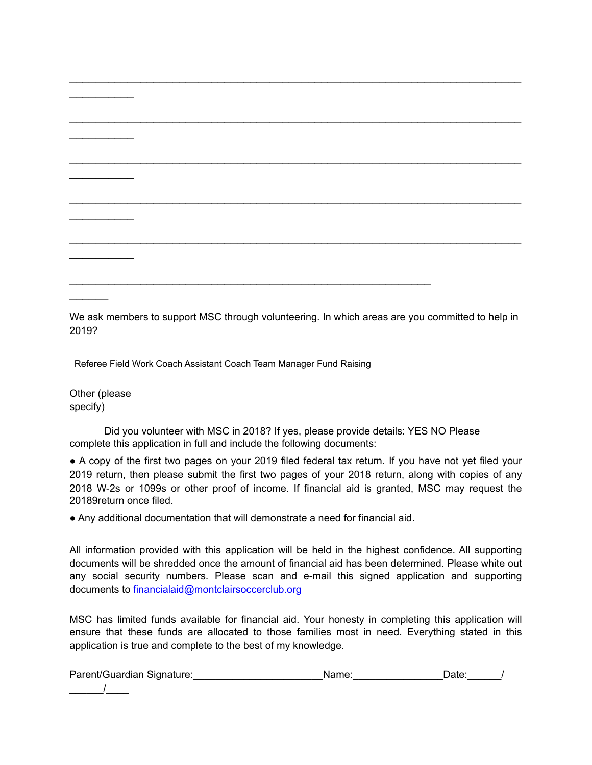______________________________________________________________________________
___________

______________________________________________________________________________
___________

______________________________________________________________________________
___________

______________________________________________________________________________
___________

______________________________________________________________________________
___________

______________________________________________________________
_______

We ask members to support MSC through volunteering. In which areas are you committed to help in 2019?

Referee Field Work Coach Assistant Coach Team Manager Fund Raising

Other (please specify)

Did you volunteer with MSC in 2018? If yes, please provide details: YES NO Please complete this application in full and include the following documents:

- A copy of the first two pages on your 2019 filed federal tax return. If you have not yet filed your 2019 return, then please submit the first two pages of your 2018 return, along with copies of any 2018 W-2s or 1099s or other proof of income. If financial aid is granted, MSC may request the 20189return once filed.
- Any additional documentation that will demonstrate a need for financial aid.

All information provided with this application will be held in the highest confidence. All supporting documents will be shredded once the amount of financial aid has been determined. Please white out any social security numbers. Please scan and e-mail this signed application and supporting documents to financialaid@montclairsoccerclub.org

MSC has limited funds available for financial aid. Your honesty in completing this application will ensure that these funds are allocated to those families most in need. Everything stated in this application is true and complete to the best of my knowledge.

Parent/Guardian Signature:______________________Name:_______________Date:______/______/____